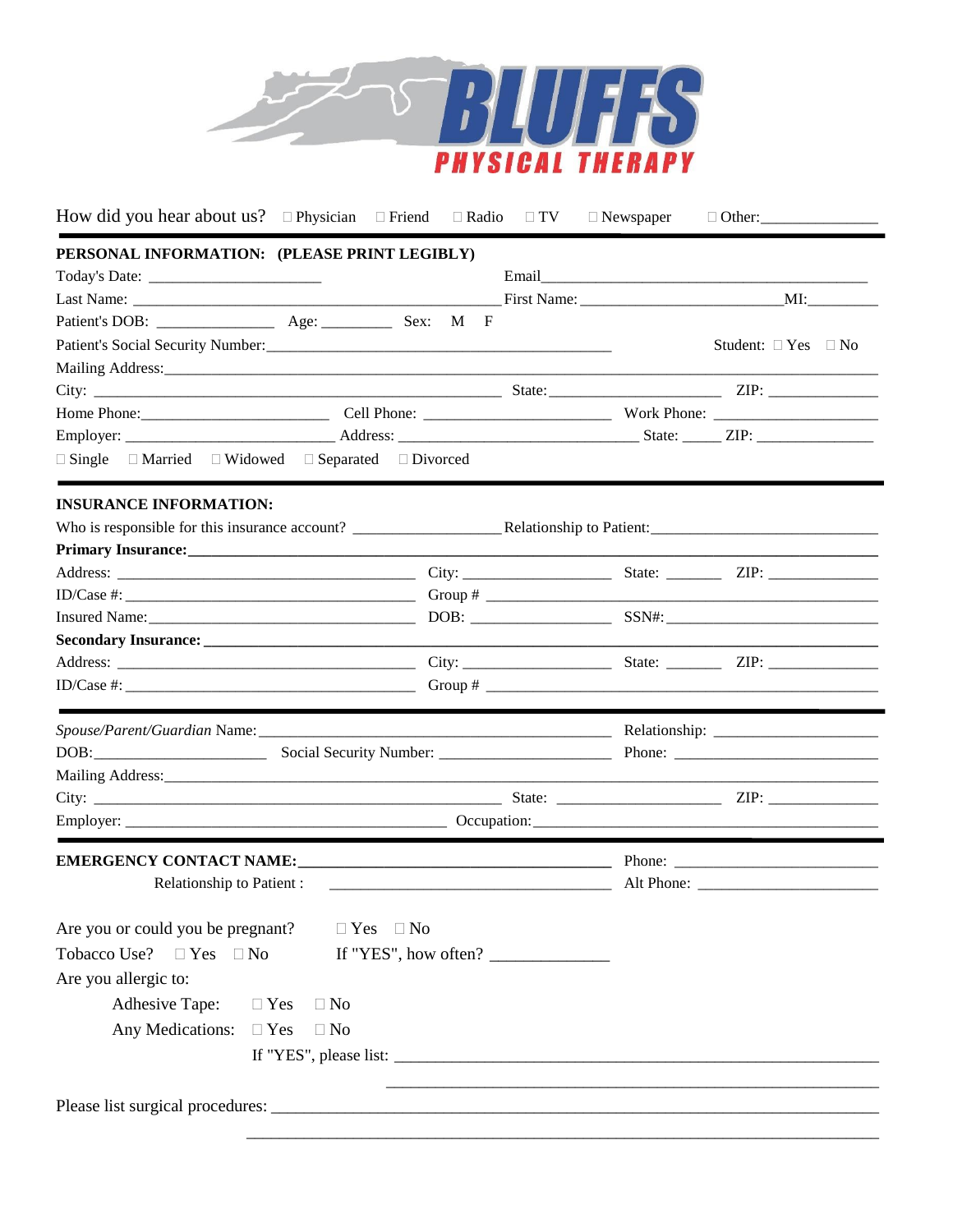# BLUFFS PHYSICAL THERAPY

How did you hear about us? ☐ Physician ☐ Friend ☐ Radio ☐ TV ☐ Newspaper ☐ Other:______________

**PERSONAL INFORMATION: (PLEASE PRINT LEGIBLY)**

Today's Date: ______________________ Email__________________________________________

Last Name: ______________________________________________ First Name: __________________________ MI:_________

Patient's DOB: _______________ Age: _________ Sex: M F

Patient's Social Security Number:______________________________________________ Student: ☐ Yes ☐ No

Mailing Address:________________________________________________________________________________

City: ______________________________________________________ State:______________________ ZIP: ______________

Home Phone:________________________ Cell Phone: ________________________ Work Phone: _____________________

Employer: __________________________ Address: ______________________________ State: _____ ZIP: _______________

☐ Single ☐ Married ☐ Widowed ☐ Separated ☐ Divorced

**INSURANCE INFORMATION:**

Who is responsible for this insurance account? ___________________ Relationship to Patient:_____________________________

**Primary Insurance:**_______________________________________________________________________________

Address: ______________________________________ City: __________________ State: _______ ZIP: ______________

ID/Case #: ____________________________________ Group # ______________________________________________

Insured Name:__________________________________ DOB: __________________ SSN#:_____________________________

**Secondary Insurance:** ____________________________________________________________________________

Address: ______________________________________ City: __________________ State: _______ ZIP: ______________

ID/Case #: ____________________________________ Group # ______________________________________________

*Spouse/Parent/Guardian* Name:______________________________________________ Relationship: _____________________

DOB:_____________________ Social Security Number: ______________________ Phone: __________________________

Mailing Address:________________________________________________________________________________

City: ______________________________________________________ State: _____________________ ZIP: ______________

Employer: __________________________________________ Occupation:_____________________________________________

**EMERGENCY CONTACT NAME:**________________________________________ Phone: __________________________

Relationship to Patient : ____________________________________ Alt Phone: ________________________

Are you or could you be pregnant? ☐ Yes ☐ No

Tobacco Use? ☐ Yes ☐ No If "YES", how often? ______________

Are you allergic to:

Adhesive Tape: ☐ Yes ☐ No

Any Medications: ☐ Yes ☐ No

If "YES", please list: ______________________________________________________________

______________________________________________________________

Please list surgical procedures: _____________________________________________________________________

_____________________________________________________________________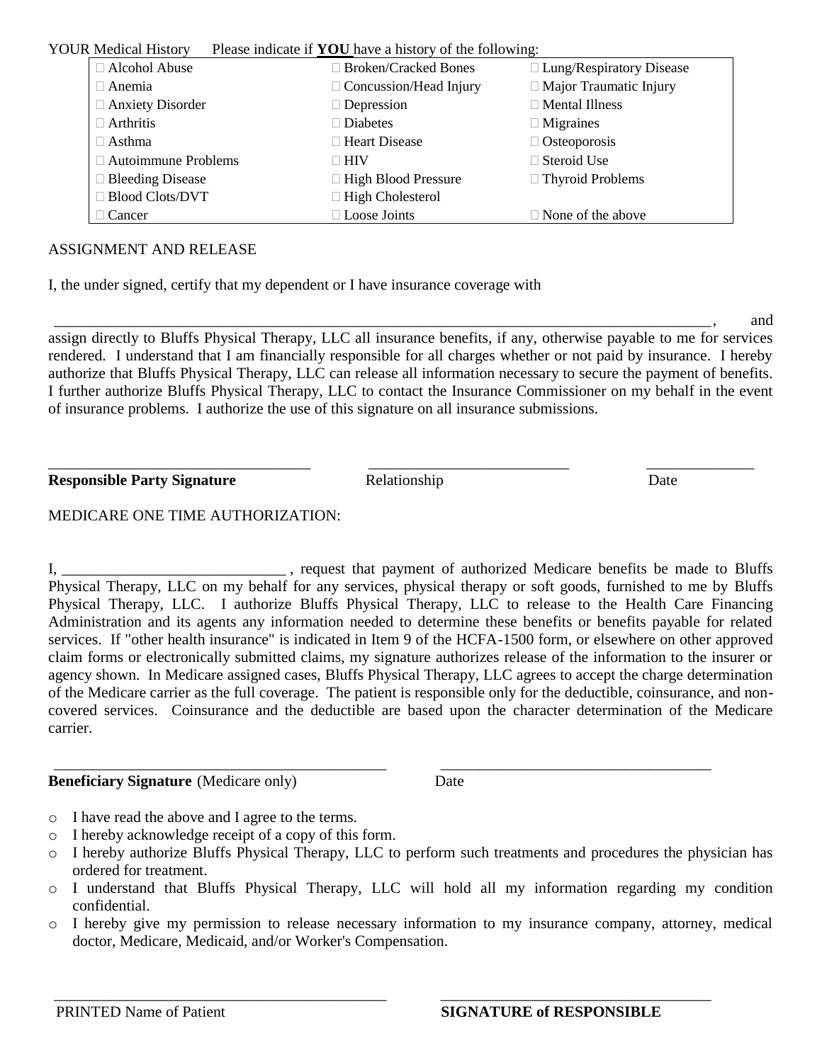YOUR Medical History Please indicate if **YOU** have a history of the following:

| | | |
|---|---|---|
| □ Alcohol Abuse | □ Broken/Cracked Bones | □ Lung/Respiratory Disease |
| □ Anemia | □ Concussion/Head Injury | □ Major Traumatic Injury |
| □ Anxiety Disorder | □ Depression | □ Mental Illness |
| □ Arthritis | □ Diabetes | □ Migraines |
| □ Asthma | □ Heart Disease | □ Osteoporosis |
| □ Autoimmune Problems | □ HIV | □ Steroid Use |
| □ Bleeding Disease | □ High Blood Pressure | □ Thyroid Problems |
| □ Blood Clots/DVT | □ High Cholesterol | |
| □ Cancer | □ Loose Joints | □ None of the above |

ASSIGNMENT AND RELEASE

I, the under signed, certify that my dependent or I have insurance coverage with

____________________________________________________________________________________, and assign directly to Bluffs Physical Therapy, LLC all insurance benefits, if any, otherwise payable to me for services rendered. I understand that I am financially responsible for all charges whether or not paid by insurance. I hereby authorize that Bluffs Physical Therapy, LLC can release all information necessary to secure the payment of benefits. I further authorize Bluffs Physical Therapy, LLC to contact the Insurance Commissioner on my behalf in the event of insurance problems. I authorize the use of this signature on all insurance submissions.

__________________________________ __________________________ _____________

**Responsible Party Signature** Relationship Date

MEDICARE ONE TIME AUTHORIZATION:

I, ____________________________ , request that payment of authorized Medicare benefits be made to Bluffs Physical Therapy, LLC on my behalf for any services, physical therapy or soft goods, furnished to me by Bluffs Physical Therapy, LLC. I authorize Bluffs Physical Therapy, LLC to release to the Health Care Financing Administration and its agents any information needed to determine these benefits or benefits payable for related services. If "other health insurance" is indicated in Item 9 of the HCFA-1500 form, or elsewhere on other approved claim forms or electronically submitted claims, my signature authorizes release of the information to the insurer or agency shown. In Medicare assigned cases, Bluffs Physical Therapy, LLC agrees to accept the charge determination of the Medicare carrier as the full coverage. The patient is responsible only for the deductible, coinsurance, and non-covered services. Coinsurance and the deductible are based upon the character determination of the Medicare carrier.

___________________________________________ ___________________________________

**Beneficiary Signature** (Medicare only) Date

- I have read the above and I agree to the terms.
- I hereby acknowledge receipt of a copy of this form.
- I hereby authorize Bluffs Physical Therapy, LLC to perform such treatments and procedures the physician has ordered for treatment.
- I understand that Bluffs Physical Therapy, LLC will hold all my information regarding my condition confidential.
- I hereby give my permission to release necessary information to my insurance company, attorney, medical doctor, Medicare, Medicaid, and/or Worker's Compensation.

___________________________________________ ___________________________________

PRINTED Name of Patient **SIGNATURE of RESPONSIBLE**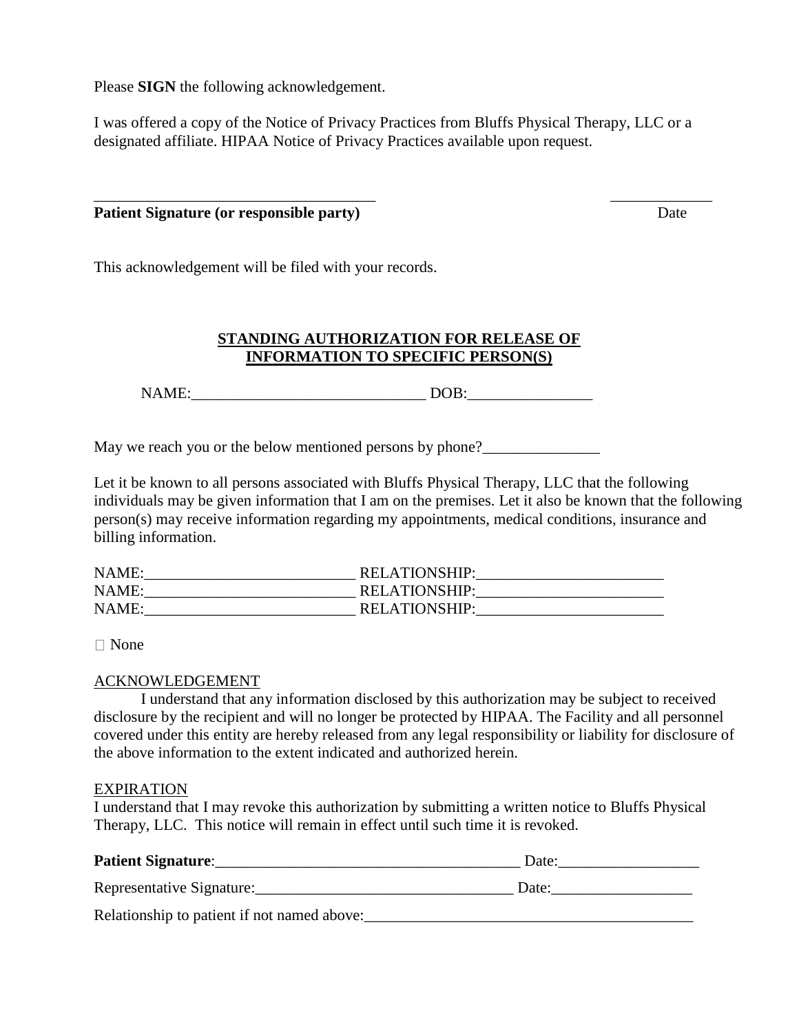Please **SIGN** the following acknowledgement.

I was offered a copy of the Notice of Privacy Practices from Bluffs Physical Therapy, LLC or a designated affiliate. HIPAA Notice of Privacy Practices available upon request.

____________________________________ _____________

**Patient Signature (or responsible party)** Date

This acknowledgement will be filed with your records.

## STANDING AUTHORIZATION FOR RELEASE OF INFORMATION TO SPECIFIC PERSON(S)

NAME:______________________________ DOB:________________

May we reach you or the below mentioned persons by phone?_______________

Let it be known to all persons associated with Bluffs Physical Therapy, LLC that the following individuals may be given information that I am on the premises. Let it also be known that the following person(s) may receive information regarding my appointments, medical conditions, insurance and billing information.

NAME:___________________________ RELATIONSHIP:________________________
NAME:___________________________ RELATIONSHIP:________________________
NAME:___________________________ RELATIONSHIP:________________________

☐ None

ACKNOWLEDGEMENT

I understand that any information disclosed by this authorization may be subject to received disclosure by the recipient and will no longer be protected by HIPAA. The Facility and all personnel covered under this entity are hereby released from any legal responsibility or liability for disclosure of the above information to the extent indicated and authorized herein.

EXPIRATION

I understand that I may revoke this authorization by submitting a written notice to Bluffs Physical Therapy, LLC. This notice will remain in effect until such time it is revoked.

**Patient Signature**:_______________________________________ Date:__________________

Representative Signature:_________________________________ Date:__________________

Relationship to patient if not named above:___________________________________________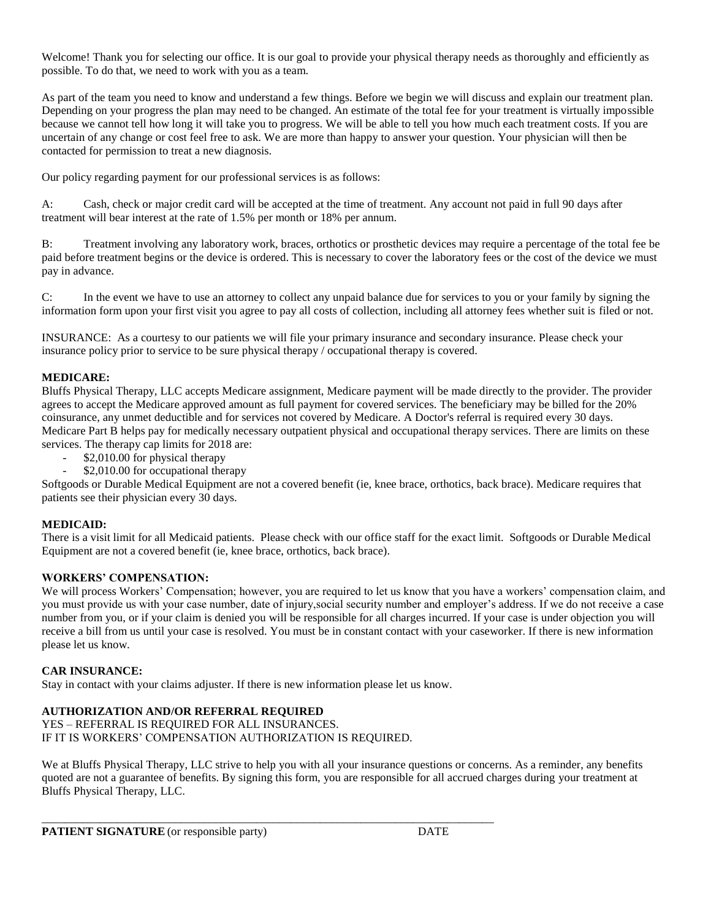Welcome! Thank you for selecting our office. It is our goal to provide your physical therapy needs as thoroughly and efficiently as possible. To do that, we need to work with you as a team.

As part of the team you need to know and understand a few things. Before we begin we will discuss and explain our treatment plan. Depending on your progress the plan may need to be changed. An estimate of the total fee for your treatment is virtually impossible because we cannot tell how long it will take you to progress. We will be able to tell you how much each treatment costs. If you are uncertain of any change or cost feel free to ask. We are more than happy to answer your question. Your physician will then be contacted for permission to treat a new diagnosis.

Our policy regarding payment for our professional services is as follows:

A: Cash, check or major credit card will be accepted at the time of treatment. Any account not paid in full 90 days after treatment will bear interest at the rate of 1.5% per month or 18% per annum.

B: Treatment involving any laboratory work, braces, orthotics or prosthetic devices may require a percentage of the total fee be paid before treatment begins or the device is ordered. This is necessary to cover the laboratory fees or the cost of the device we must pay in advance.

C: In the event we have to use an attorney to collect any unpaid balance due for services to you or your family by signing the information form upon your first visit you agree to pay all costs of collection, including all attorney fees whether suit is filed or not.

INSURANCE: As a courtesy to our patients we will file your primary insurance and secondary insurance. Please check your insurance policy prior to service to be sure physical therapy / occupational therapy is covered.

**MEDICARE:**

Bluffs Physical Therapy, LLC accepts Medicare assignment, Medicare payment will be made directly to the provider. The provider agrees to accept the Medicare approved amount as full payment for covered services. The beneficiary may be billed for the 20% coinsurance, any unmet deductible and for services not covered by Medicare. A Doctor's referral is required every 30 days. Medicare Part B helps pay for medically necessary outpatient physical and occupational therapy services. There are limits on these services. The therapy cap limits for 2018 are:

- $2,010.00 for physical therapy
- $2,010.00 for occupational therapy

Softgoods or Durable Medical Equipment are not a covered benefit (ie, knee brace, orthotics, back brace). Medicare requires that patients see their physician every 30 days.

**MEDICAID:**

There is a visit limit for all Medicaid patients. Please check with our office staff for the exact limit. Softgoods or Durable Medical Equipment are not a covered benefit (ie, knee brace, orthotics, back brace).

**WORKERS' COMPENSATION:**

We will process Workers' Compensation; however, you are required to let us know that you have a workers' compensation claim, and you must provide us with your case number, date of injury,social security number and employer's address. If we do not receive a case number from you, or if your claim is denied you will be responsible for all charges incurred. If your case is under objection you will receive a bill from us until your case is resolved. You must be in constant contact with your caseworker. If there is new information please let us know.

**CAR INSURANCE:**

Stay in contact with your claims adjuster. If there is new information please let us know.

**AUTHORIZATION AND/OR REFERRAL REQUIRED**

YES – REFERRAL IS REQUIRED FOR ALL INSURANCES.
IF IT IS WORKERS' COMPENSATION AUTHORIZATION IS REQUIRED.

We at Bluffs Physical Therapy, LLC strive to help you with all your insurance questions or concerns. As a reminder, any benefits quoted are not a guarantee of benefits. By signing this form, you are responsible for all accrued charges during your treatment at Bluffs Physical Therapy, LLC.

_______________________________________________________________________________

**PATIENT SIGNATURE** (or responsible party) DATE